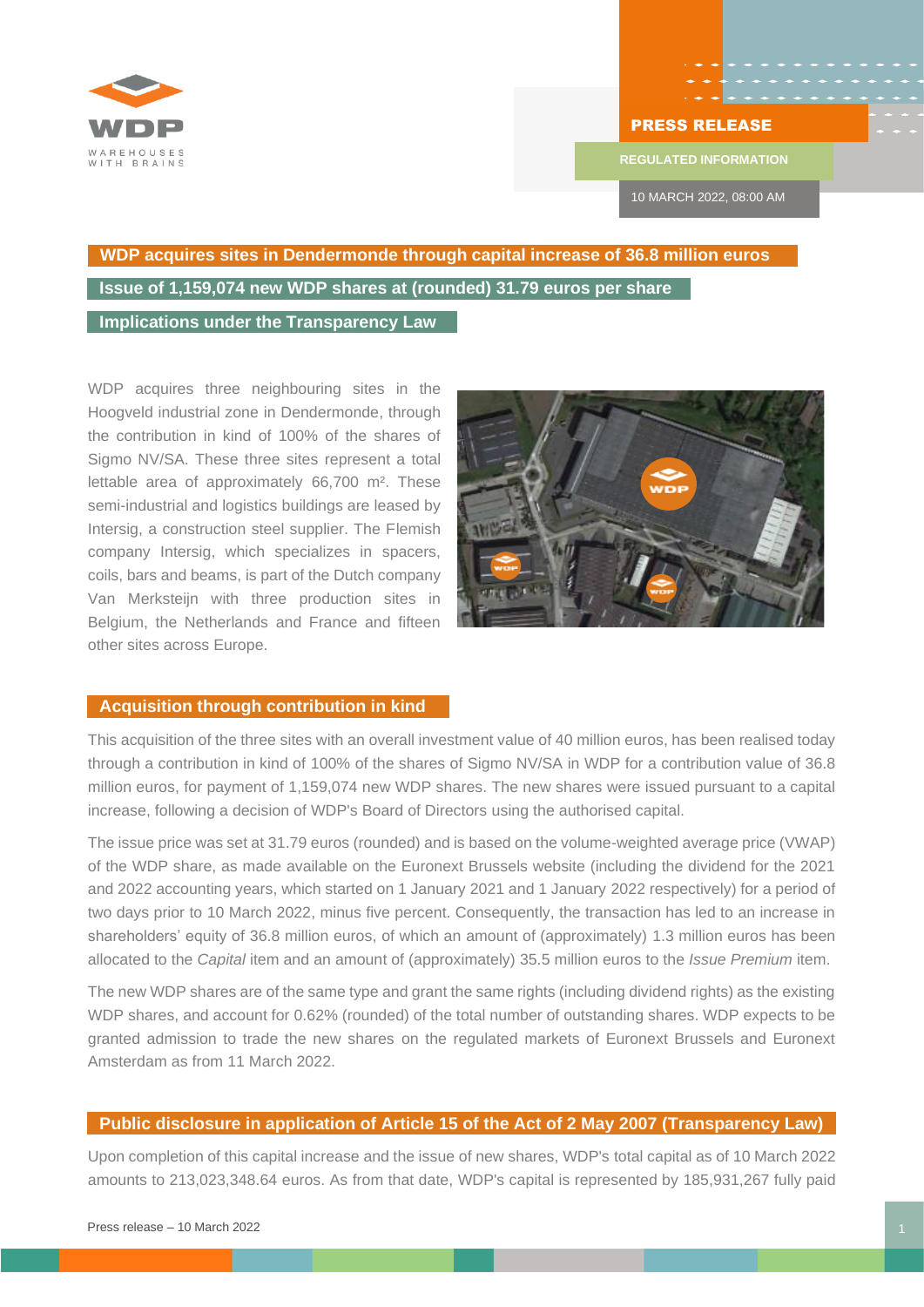PRESS RELEASE

REGULATED INFORMATION

10 MARCH 2022, 08:00 AM

# WDP acquires sites in Dendermonde through capital increase of 36.8 million euros

## Issue of 1,159,074 new WDP shares at (rounded) 31.79 euros per share

## Implications under the Transparency Law

WDP acquires three neighbouring sites in the Hoogveld industrial zone in Dendermonde, through the contribution in kind of 100% of the shares of Sigmo NV/SA. These three sites represent a total lettable area of approximately 66,700 m². These semi-industrial and logistics buildings are leased by Intersig, a construction steel supplier. The Flemish company Intersig, which specializes in spacers, coils, bars and beams, is part of the Dutch company Van Merksteijn with three production sites in Belgium, the Netherlands and France and fifteen other sites across Europe.

## Acquisition through contribution in kind

This acquisition of the three sites with an overall investment value of 40 million euros, has been realised today through a contribution in kind of 100% of the shares of Sigmo NV/SA in WDP for a contribution value of 36.8 million euros, for payment of 1,159,074 new WDP shares. The new shares were issued pursuant to a capital increase, following a decision of WDP's Board of Directors using the authorised capital.

The issue price was set at 31.79 euros (rounded) and is based on the volume-weighted average price (VWAP) of the WDP share, as made available on the Euronext Brussels website (including the dividend for the 2021 and 2022 accounting years, which started on 1 January 2021 and 1 January 2022 respectively) for a period of two days prior to 10 March 2022, minus five percent. Consequently, the transaction has led to an increase in shareholders' equity of 36.8 million euros, of which an amount of (approximately) 1.3 million euros has been allocated to the *Capital* item and an amount of (approximately) 35.5 million euros to the *Issue Premium* item.

The new WDP shares are of the same type and grant the same rights (including dividend rights) as the existing WDP shares, and account for 0.62% (rounded) of the total number of outstanding shares. WDP expects to be granted admission to trade the new shares on the regulated markets of Euronext Brussels and Euronext Amsterdam as from 11 March 2022.

## Public disclosure in application of Article 15 of the Act of 2 May 2007 (Transparency Law)

Upon completion of this capital increase and the issue of new shares, WDP's total capital as of 10 March 2022 amounts to 213,023,348.64 euros. As from that date, WDP's capital is represented by 185,931,267 fully paid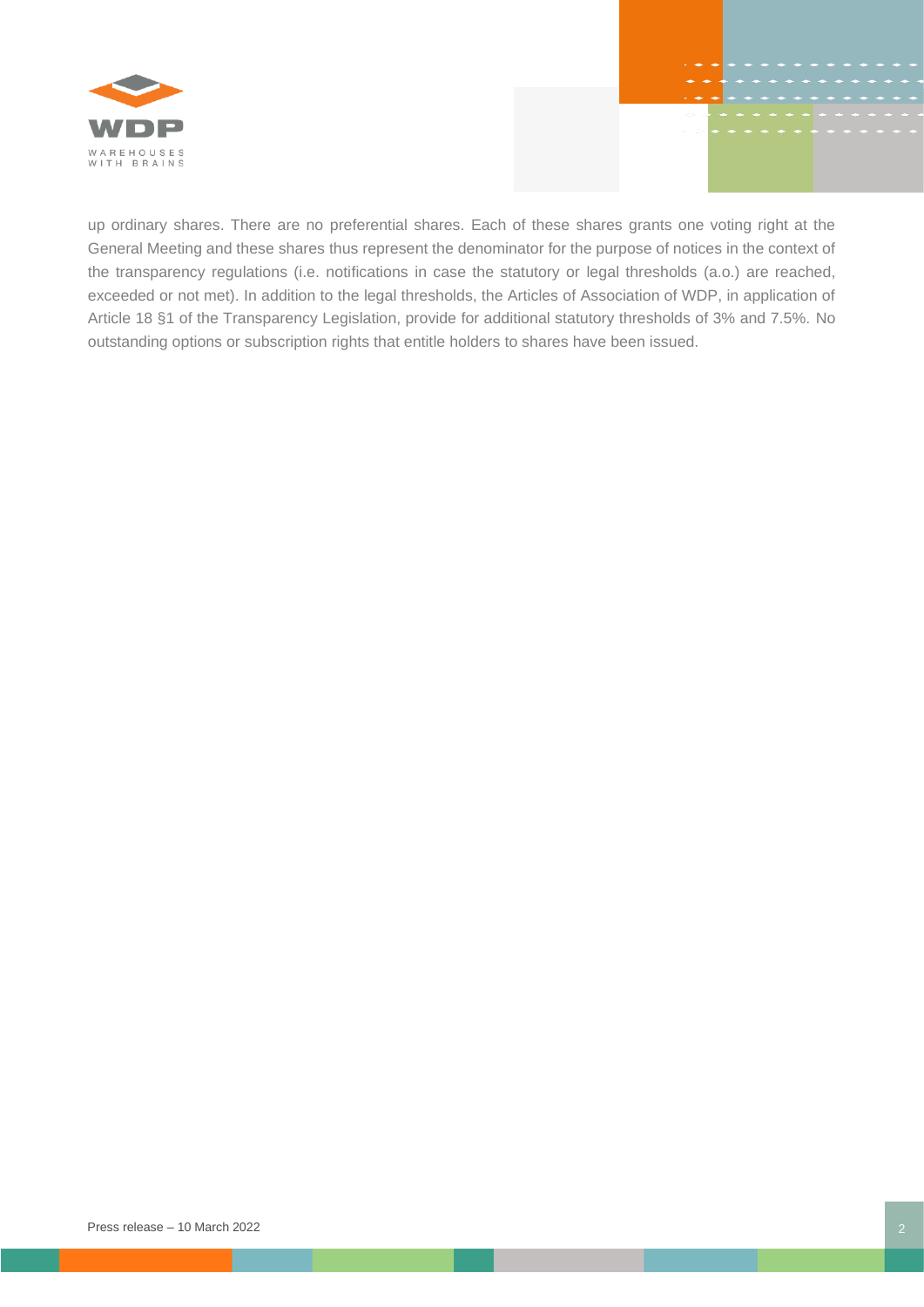up ordinary shares. There are no preferential shares. Each of these shares grants one voting right at the General Meeting and these shares thus represent the denominator for the purpose of notices in the context of the transparency regulations (i.e. notifications in case the statutory or legal thresholds (a.o.) are reached, exceeded or not met). In addition to the legal thresholds, the Articles of Association of WDP, in application of Article 18 §1 of the Transparency Legislation, provide for additional statutory thresholds of 3% and 7.5%. No outstanding options or subscription rights that entitle holders to shares have been issued.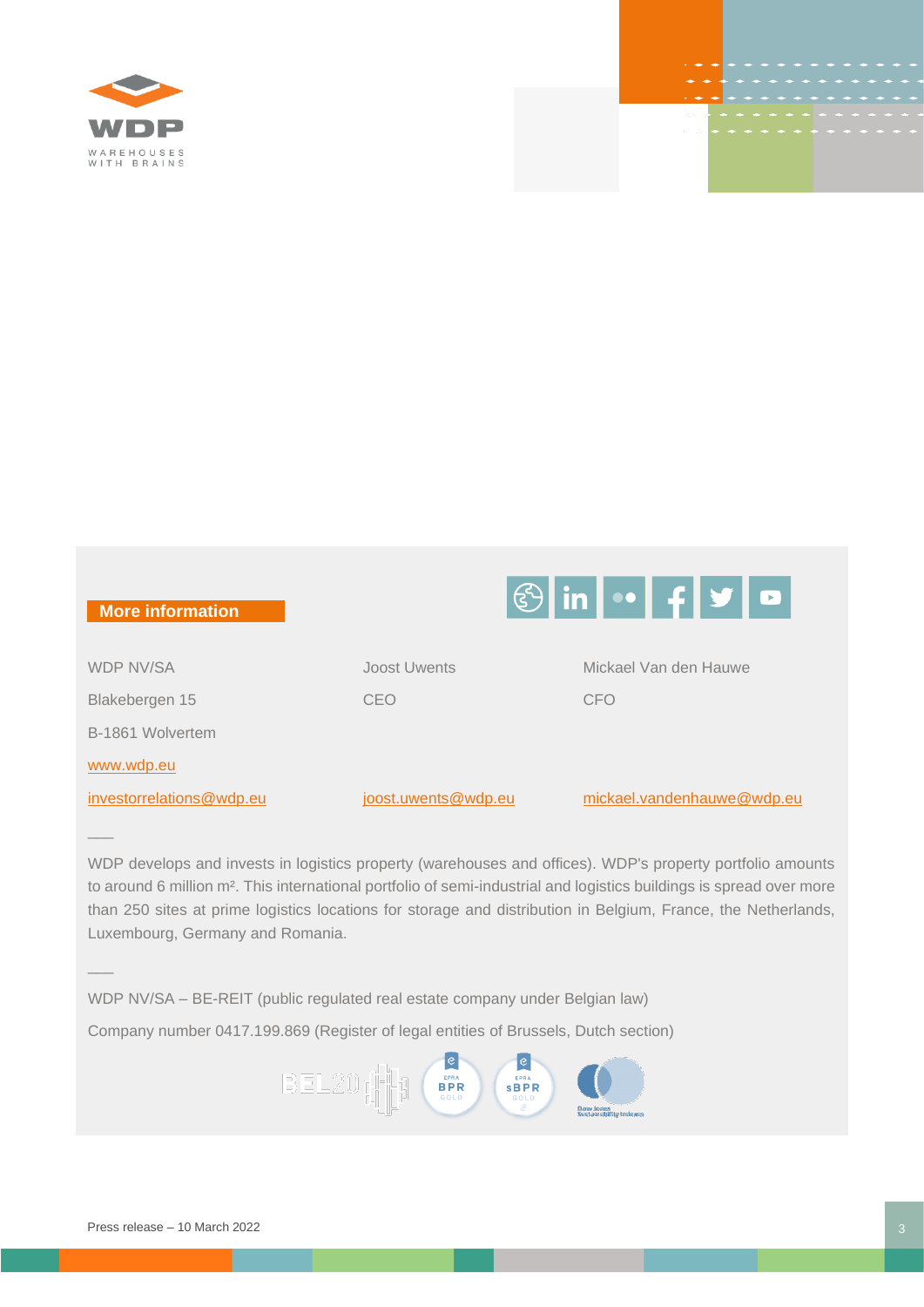## More information

| | | |
|---|---|---|
| WDP NV/SA | Joost Uwents | Mickael Van den Hauwe |
| Blakebergen 15 | CEO | CFO |
| B-1861 Wolvertem | | |
| www.wdp.eu | | |
| investorrelations@wdp.eu | joost.uwents@wdp.eu | mickael.vandenhauwe@wdp.eu |

—

WDP develops and invests in logistics property (warehouses and offices). WDP's property portfolio amounts to around 6 million m². This international portfolio of semi-industrial and logistics buildings is spread over more than 250 sites at prime logistics locations for storage and distribution in Belgium, France, the Netherlands, Luxembourg, Germany and Romania.

—

WDP NV/SA – BE-REIT (public regulated real estate company under Belgian law)

Company number 0417.199.869 (Register of legal entities of Brussels, Dutch section)

Press release – 10 March 2022